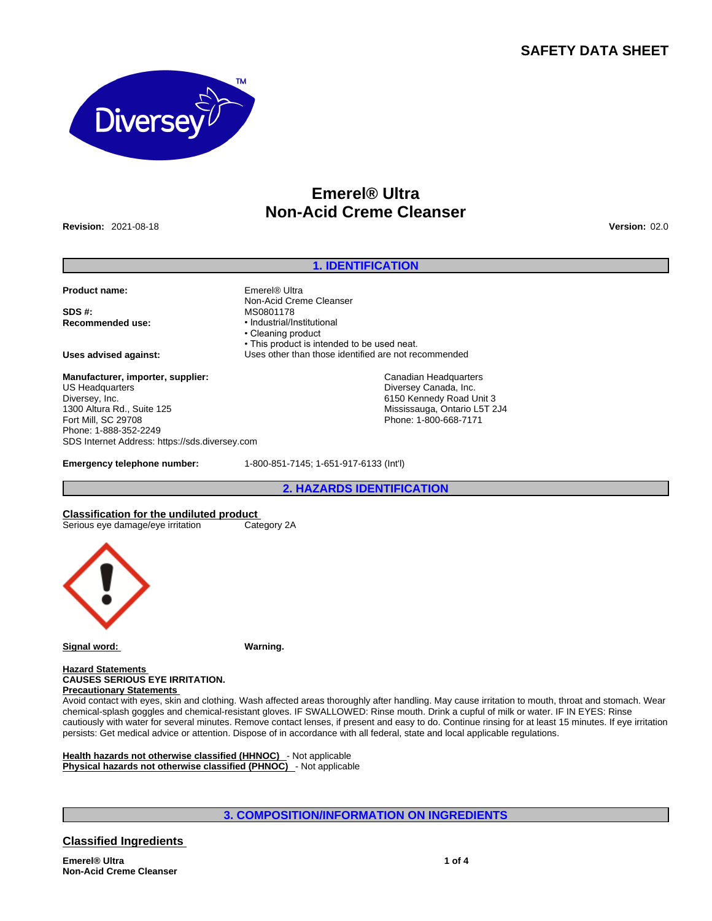# SAFETY DATA SHEET

# Emerel® Ultra
# Non-Acid Creme Cleanser

**Revision:** 2021-08-18

**Version:** 02.0

## 1. IDENTIFICATION

**Product name:** Emerel® Ultra Non-Acid Creme Cleanser

**SDS #:** MS0801178

**Recommended use:**
- Industrial/Institutional
- Cleaning product
- This product is intended to be used neat.

**Uses advised against:** Uses other than those identified are not recommended

**Manufacturer, importer, supplier:**

US Headquarters
Diversey, Inc.
1300 Altura Rd., Suite 125
Fort Mill, SC 29708
Phone: 1-888-352-2249
SDS Internet Address: https://sds.diversey.com

Canadian Headquarters
Diversey Canada, Inc.
6150 Kennedy Road Unit 3
Mississauga, Ontario L5T 2J4
Phone: 1-800-668-7171

**Emergency telephone number:** 1-800-851-7145; 1-651-917-6133 (Int'l)

## 2. HAZARDS IDENTIFICATION

**Classification for the undiluted product**

Serious eye damage/eye irritation — Category 2A

**Signal word:** **Warning.**

**Hazard Statements**
**CAUSES SERIOUS EYE IRRITATION.**

**Precautionary Statements**
Avoid contact with eyes, skin and clothing. Wash affected areas thoroughly after handling. May cause irritation to mouth, throat and stomach. Wear chemical-splash goggles and chemical-resistant gloves. IF SWALLOWED: Rinse mouth. Drink a cupful of milk or water. IF IN EYES: Rinse cautiously with water for several minutes. Remove contact lenses, if present and easy to do. Continue rinsing for at least 15 minutes. If eye irritation persists: Get medical advice or attention. Dispose of in accordance with all federal, state and local applicable regulations.

**Health hazards not otherwise classified (HHNOC)** - Not applicable
**Physical hazards not otherwise classified (PHNOC)** - Not applicable

## 3. COMPOSITION/INFORMATION ON INGREDIENTS

### Classified Ingredients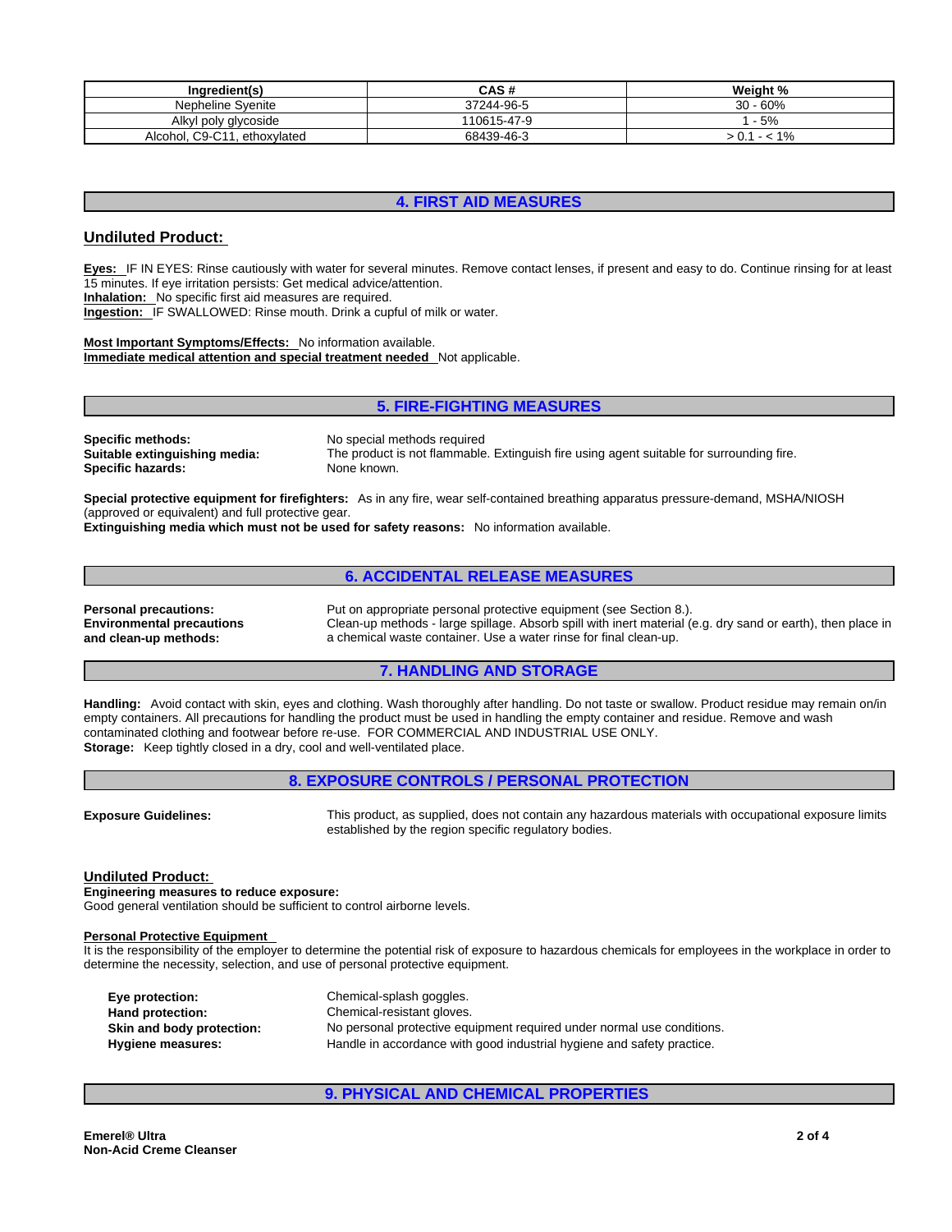| Ingredient(s) | CAS # | Weight % |
|---|---|---|
| Nepheline Syenite | 37244-96-5 | 30 - 60% |
| Alkyl poly glycoside | 110615-47-9 | 1 - 5% |
| Alcohol, C9-C11, ethoxylated | 68439-46-3 | > 0.1 - < 1% |

## 4. FIRST AID MEASURES

### Undiluted Product:

**Eyes:** IF IN EYES: Rinse cautiously with water for several minutes. Remove contact lenses, if present and easy to do. Continue rinsing for at least 15 minutes. If eye irritation persists: Get medical advice/attention.
**Inhalation:** No specific first aid measures are required.
**Ingestion:** IF SWALLOWED: Rinse mouth. Drink a cupful of milk or water.

**Most Important Symptoms/Effects:** No information available.
**Immediate medical attention and special treatment needed** Not applicable.

## 5. FIRE-FIGHTING MEASURES

**Specific methods:** No special methods required
**Suitable extinguishing media:** The product is not flammable. Extinguish fire using agent suitable for surrounding fire.
**Specific hazards:** None known.

**Special protective equipment for firefighters:** As in any fire, wear self-contained breathing apparatus pressure-demand, MSHA/NIOSH (approved or equivalent) and full protective gear.
**Extinguishing media which must not be used for safety reasons:** No information available.

## 6. ACCIDENTAL RELEASE MEASURES

**Personal precautions:** Put on appropriate personal protective equipment (see Section 8.).
**Environmental precautions and clean-up methods:** Clean-up methods - large spillage. Absorb spill with inert material (e.g. dry sand or earth), then place in a chemical waste container. Use a water rinse for final clean-up.

## 7. HANDLING AND STORAGE

**Handling:** Avoid contact with skin, eyes and clothing. Wash thoroughly after handling. Do not taste or swallow. Product residue may remain on/in empty containers. All precautions for handling the product must be used in handling the empty container and residue. Remove and wash contaminated clothing and footwear before re-use. FOR COMMERCIAL AND INDUSTRIAL USE ONLY.
**Storage:** Keep tightly closed in a dry, cool and well-ventilated place.

## 8. EXPOSURE CONTROLS / PERSONAL PROTECTION

**Exposure Guidelines:** This product, as supplied, does not contain any hazardous materials with occupational exposure limits established by the region specific regulatory bodies.

### Undiluted Product:

**Engineering measures to reduce exposure:**
Good general ventilation should be sufficient to control airborne levels.

**Personal Protective Equipment**
It is the responsibility of the employer to determine the potential risk of exposure to hazardous chemicals for employees in the workplace in order to determine the necessity, selection, and use of personal protective equipment.

**Eye protection:** Chemical-splash goggles.
**Hand protection:** Chemical-resistant gloves.
**Skin and body protection:** No personal protective equipment required under normal use conditions.
**Hygiene measures:** Handle in accordance with good industrial hygiene and safety practice.

## 9. PHYSICAL AND CHEMICAL PROPERTIES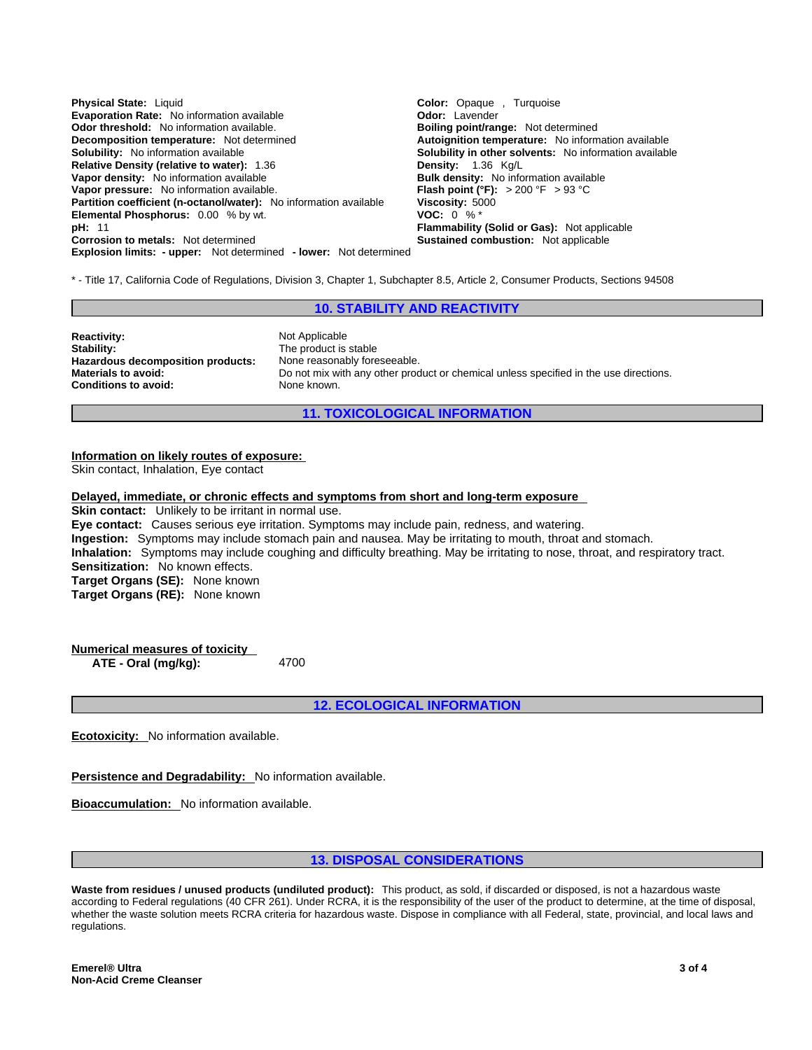**Physical State:** Liquid
**Evaporation Rate:** No information available
**Odor threshold:** No information available.
**Decomposition temperature:** Not determined
**Solubility:** No information available
**Relative Density (relative to water):** 1.36
**Vapor density:** No information available
**Vapor pressure:** No information available.
**Partition coefficient (n-octanol/water):** No information available
**Elemental Phosphorus:** 0.00 % by wt.
**pH:** 11
**Corrosion to metals:** Not determined
**Explosion limits: - upper:** Not determined **- lower:** Not determined

**Color:** Opaque , Turquoise
**Odor:** Lavender
**Boiling point/range:** Not determined
**Autoignition temperature:** No information available
**Solubility in other solvents:** No information available
**Density:** 1.36 Kg/L
**Bulk density:** No information available
**Flash point (°F):** > 200 °F > 93 °C
**Viscosity:** 5000
**VOC:** 0 % *
**Flammability (Solid or Gas):** Not applicable
**Sustained combustion:** Not applicable

* - Title 17, California Code of Regulations, Division 3, Chapter 1, Subchapter 8.5, Article 2, Consumer Products, Sections 94508

## 10. STABILITY AND REACTIVITY

**Reactivity:** Not Applicable
**Stability:** The product is stable
**Hazardous decomposition products:** None reasonably foreseeable.
**Materials to avoid:** Do not mix with any other product or chemical unless specified in the use directions.
**Conditions to avoid:** None known.

## 11. TOXICOLOGICAL INFORMATION

**Information on likely routes of exposure:**
Skin contact, Inhalation, Eye contact

**Delayed, immediate, or chronic effects and symptoms from short and long-term exposure**
**Skin contact:** Unlikely to be irritant in normal use.
**Eye contact:** Causes serious eye irritation. Symptoms may include pain, redness, and watering.
**Ingestion:** Symptoms may include stomach pain and nausea. May be irritating to mouth, throat and stomach.
**Inhalation:** Symptoms may include coughing and difficulty breathing. May be irritating to nose, throat, and respiratory tract.
**Sensitization:** No known effects.
**Target Organs (SE):** None known
**Target Organs (RE):** None known

**Numerical measures of toxicity**
**ATE - Oral (mg/kg):** 4700

## 12. ECOLOGICAL INFORMATION

**Ecotoxicity:** No information available.

**Persistence and Degradability:** No information available.

**Bioaccumulation:** No information available.

## 13. DISPOSAL CONSIDERATIONS

**Waste from residues / unused products (undiluted product):** This product, as sold, if discarded or disposed, is not a hazardous waste according to Federal regulations (40 CFR 261). Under RCRA, it is the responsibility of the user of the product to determine, at the time of disposal, whether the waste solution meets RCRA criteria for hazardous waste. Dispose in compliance with all Federal, state, provincial, and local laws and regulations.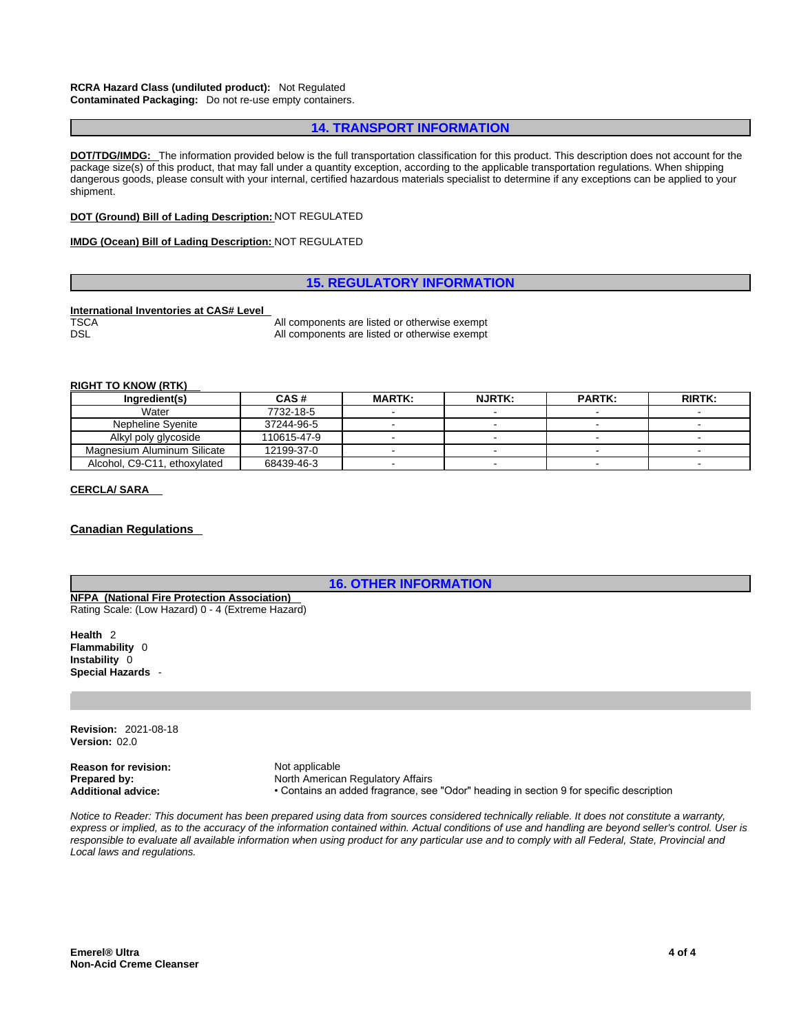**RCRA Hazard Class (undiluted product):** Not Regulated
**Contaminated Packaging:** Do not re-use empty containers.

## 14. TRANSPORT INFORMATION

**DOT/TDG/IMDG:** The information provided below is the full transportation classification for this product. This description does not account for the package size(s) of this product, that may fall under a quantity exception, according to the applicable transportation regulations. When shipping dangerous goods, please consult with your internal, certified hazardous materials specialist to determine if any exceptions can be applied to your shipment.

**DOT (Ground) Bill of Lading Description:** NOT REGULATED

**IMDG (Ocean) Bill of Lading Description:** NOT REGULATED

## 15. REGULATORY INFORMATION

**International Inventories at CAS# Level**

| | |
|---|---|
| TSCA | All components are listed or otherwise exempt |
| DSL | All components are listed or otherwise exempt |

**RIGHT TO KNOW (RTK)**

| Ingredient(s) | CAS # | MARTK: | NJRTK: | PARTK: | RIRTK: |
|---|---|---|---|---|---|
| Water | 7732-18-5 | - | - | - | - |
| Nepheline Syenite | 37244-96-5 | - | - | - | - |
| Alkyl poly glycoside | 110615-47-9 | - | - | - | - |
| Magnesium Aluminum Silicate | 12199-37-0 | - | - | - | - |
| Alcohol, C9-C11, ethoxylated | 68439-46-3 | - | - | - | - |

**CERCLA/ SARA**

**Canadian Regulations**

## 16. OTHER INFORMATION

**NFPA (National Fire Protection Association)**
Rating Scale: (Low Hazard) 0 - 4 (Extreme Hazard)

**Health** 2
**Flammability** 0
**Instability** 0
**Special Hazards** -

**Revision:** 2021-08-18
**Version:** 02.0

| | |
|---|---|
| **Reason for revision:** | Not applicable |
| **Prepared by:** | North American Regulatory Affairs |
| **Additional advice:** | • Contains an added fragrance, see "Odor" heading in section 9 for specific description |

*Notice to Reader: This document has been prepared using data from sources considered technically reliable. It does not constitute a warranty, express or implied, as to the accuracy of the information contained within. Actual conditions of use and handling are beyond seller's control. User is responsible to evaluate all available information when using product for any particular use and to comply with all Federal, State, Provincial and Local laws and regulations.*